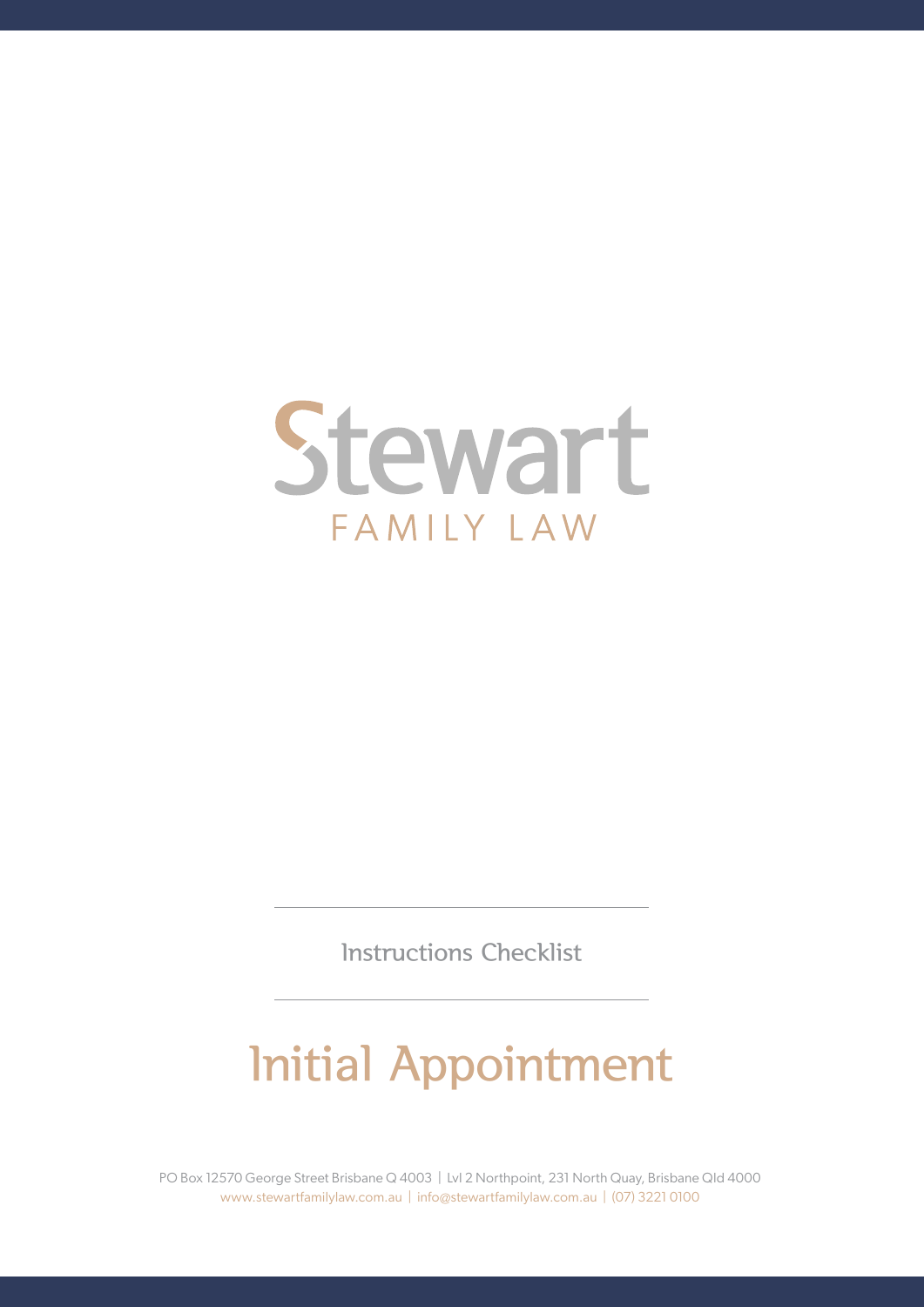# Stewart

FAMILY LAW

Instructions Checklist

# Initial Appointment

PO Box 12570 George Street Brisbane Q 4003 | Lvl 2 Northpoint, 231 North Quay, Brisbane Qld 4000
www.stewartfamilylaw.com.au | info@stewartfamilylaw.com.au | (07) 3221 0100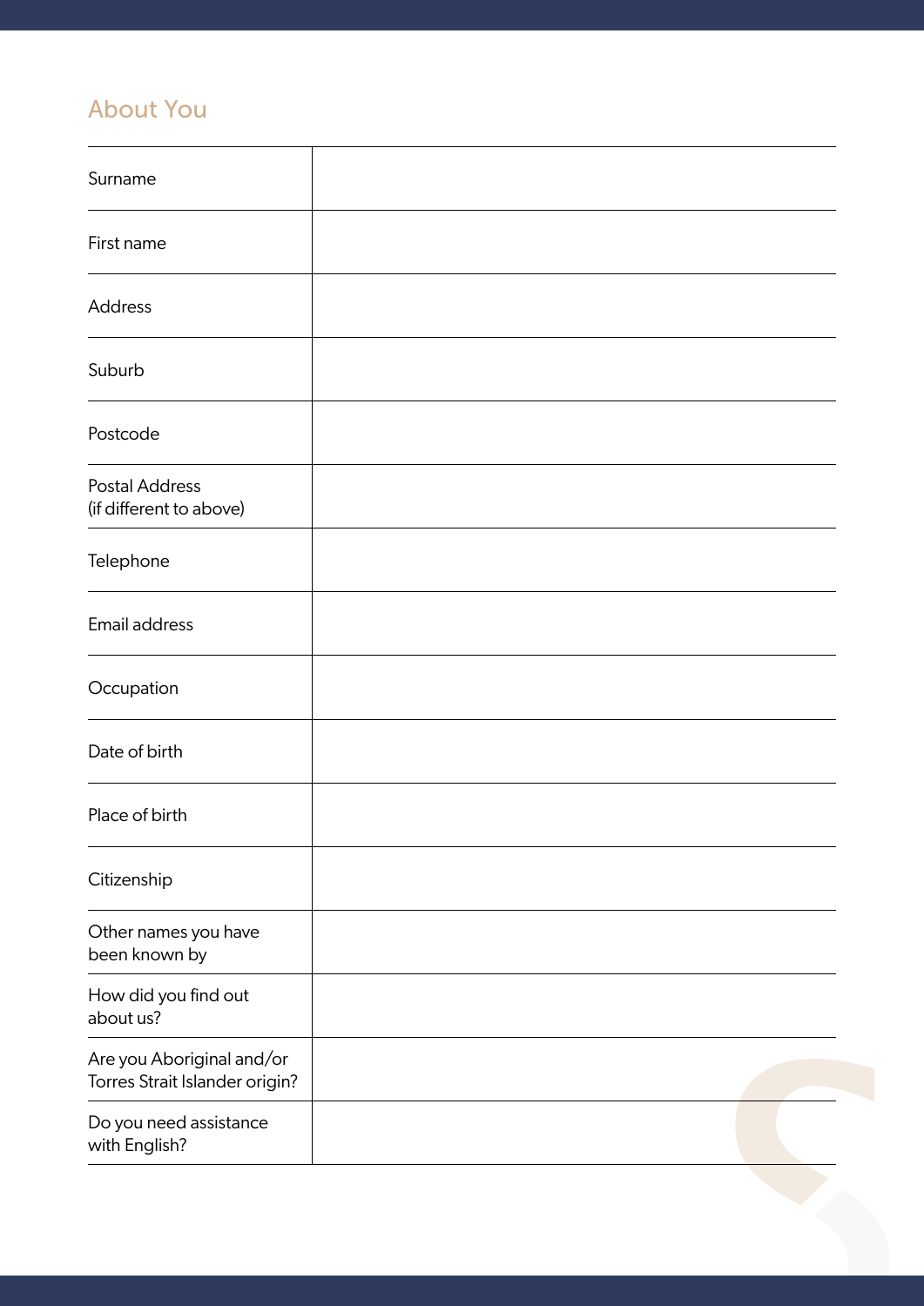## About You

| | |
|---|---|
| Surname | |
| First name | |
| Address | |
| Suburb | |
| Postcode | |
| Postal Address (if different to above) | |
| Telephone | |
| Email address | |
| Occupation | |
| Date of birth | |
| Place of birth | |
| Citizenship | |
| Other names you have been known by | |
| How did you find out about us? | |
| Are you Aboriginal and/or Torres Strait Islander origin? | |
| Do you need assistance with English? | |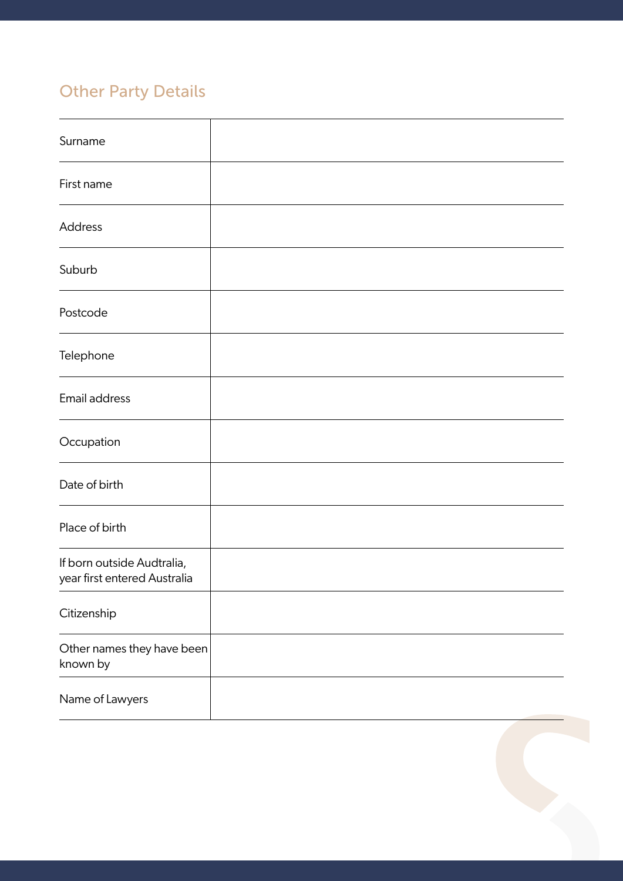## Other Party Details

| | |
|---|---|
| Surname | |
| First name | |
| Address | |
| Suburb | |
| Postcode | |
| Telephone | |
| Email address | |
| Occupation | |
| Date of birth | |
| Place of birth | |
| If born outside Audtralia, year first entered Australia | |
| Citizenship | |
| Other names they have been known by | |
| Name of Lawyers | |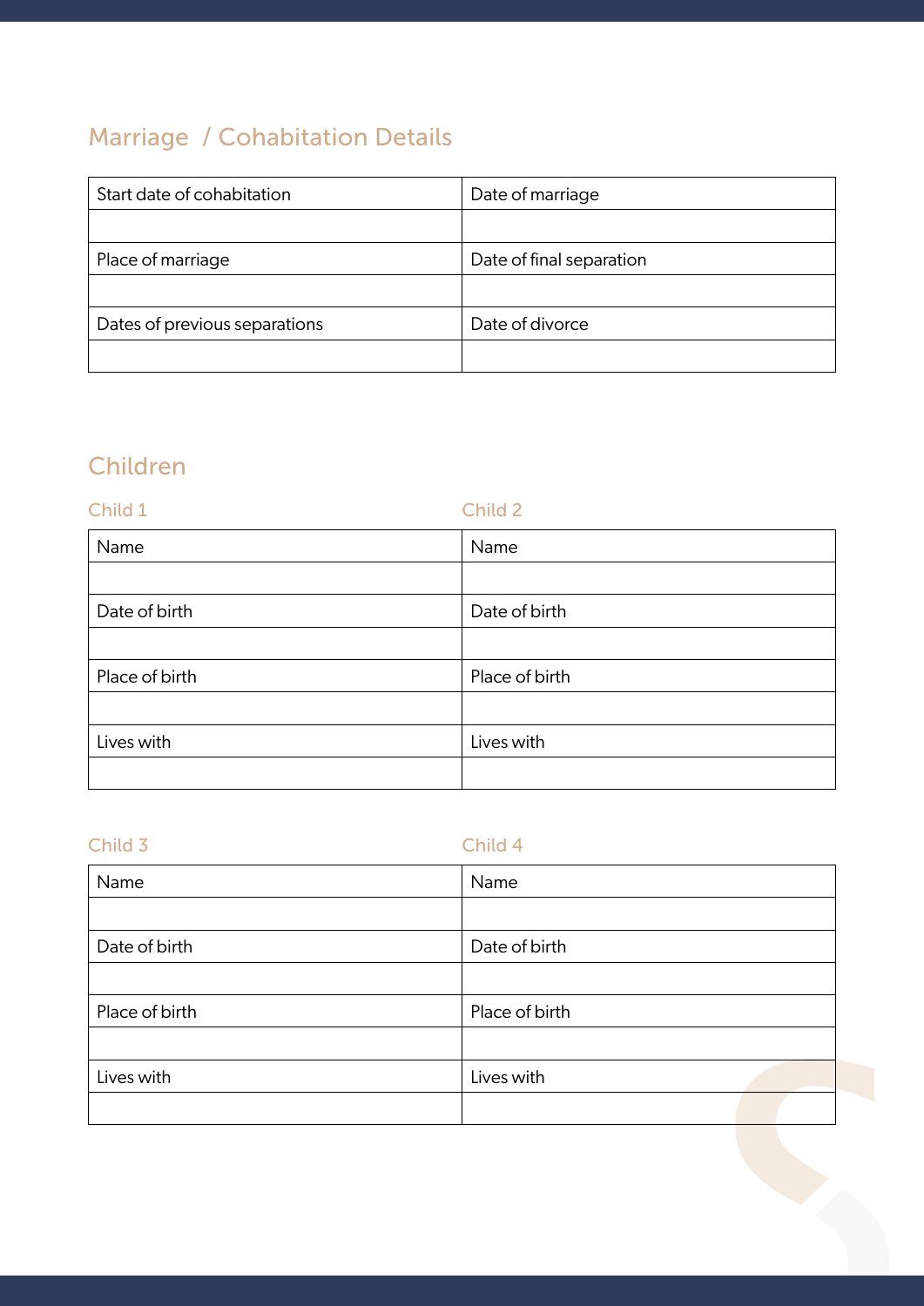## Marriage / Cohabitation Details

| Start date of cohabitation | Date of marriage |
| --- | --- |
| | |
| Place of marriage | Date of final separation |
| | |
| Dates of previous separations | Date of divorce |
| | |

## Children

| Child 1 | Child 2 |
| --- | --- |
| Name | Name |
| | |
| Date of birth | Date of birth |
| | |
| Place of birth | Place of birth |
| | |
| Lives with | Lives with |
| | |

| Child 3 | Child 4 |
| --- | --- |
| Name | Name |
| | |
| Date of birth | Date of birth |
| | |
| Place of birth | Place of birth |
| | |
| Lives with | Lives with |
| | |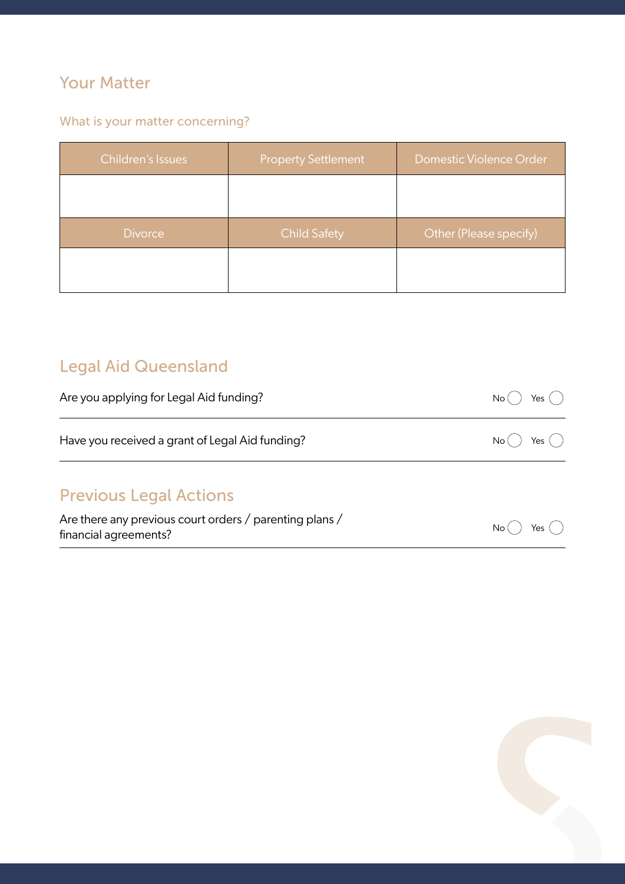## Your Matter

### What is your matter concerning?

| Children's Issues | Property Settlement | Domestic Violence Order |
|---|---|---|
| | | |
| **Divorce** | **Child Safety** | **Other (Please specify)** |
| | | |

## Legal Aid Queensland

Are you applying for Legal Aid funding? No ◯ Yes ◯

Have you received a grant of Legal Aid funding? No ◯ Yes ◯

## Previous Legal Actions

Are there any previous court orders / parenting plans / financial agreements? No ◯ Yes ◯